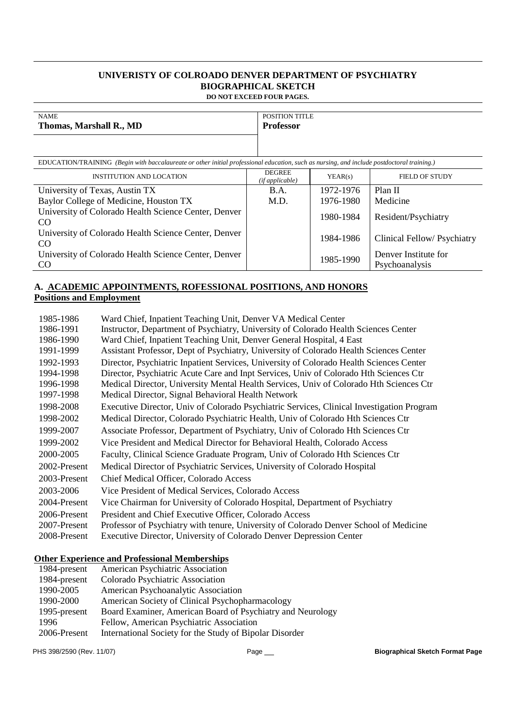# UNIVERISTY OF COLROADO DENVER DEPARTMENT OF PSYCHIATRY
## BIOGRAPHICAL SKETCH

**DO NOT EXCEED FOUR PAGES.**

| NAME | POSITION TITLE |
|---|---|
| **Thomas, Marshall R., MD** | **Professor** |

EDUCATION/TRAINING *(Begin with baccalaureate or other initial professional education, such as nursing, and include postdoctoral training.)*

| INSTITUTION AND LOCATION | DEGREE *(if applicable)* | YEAR(s) | FIELD OF STUDY |
|---|---|---|---|
| University of Texas, Austin TX | B.A. | 1972-1976 | Plan II |
| Baylor College of Medicine, Houston TX | M.D. | 1976-1980 | Medicine |
| University of Colorado Health Science Center, Denver CO | | 1980-1984 | Resident/Psychiatry |
| University of Colorado Health Science Center, Denver CO | | 1984-1986 | Clinical Fellow/ Psychiatry |
| University of Colorado Health Science Center, Denver CO | | 1985-1990 | Denver Institute for Psychoanalysis |

### A. ACADEMIC APPOINTMENTS, ROFESSIONAL POSITIONS, AND HONORS

**Positions and Employment**

| | |
|---|---|
| 1985-1986 | Ward Chief, Inpatient Teaching Unit, Denver VA Medical Center |
| 1986-1991 | Instructor, Department of Psychiatry, University of Colorado Health Sciences Center |
| 1986-1990 | Ward Chief, Inpatient Teaching Unit, Denver General Hospital, 4 East |
| 1991-1999 | Assistant Professor, Dept of Psychiatry, University of Colorado Health Sciences Center |
| 1992-1993 | Director, Psychiatric Inpatient Services, University of Colorado Health Sciences Center |
| 1994-1998 | Director, Psychiatric Acute Care and Inpt Services, Univ of Colorado Hth Sciences Ctr |
| 1996-1998 | Medical Director, University Mental Health Services, Univ of Colorado Hth Sciences Ctr |
| 1997-1998 | Medical Director, Signal Behavioral Health Network |
| 1998-2008 | Executive Director, Univ of Colorado Psychiatric Services, Clinical Investigation Program |
| 1998-2002 | Medical Director, Colorado Psychiatric Health, Univ of Colorado Hth Sciences Ctr |
| 1999-2007 | Associate Professor, Department of Psychiatry, Univ of Colorado Hth Sciences Ctr |
| 1999-2002 | Vice President and Medical Director for Behavioral Health, Colorado Access |
| 2000-2005 | Faculty, Clinical Science Graduate Program, Univ of Colorado Hth Sciences Ctr |
| 2002-Present | Medical Director of Psychiatric Services, University of Colorado Hospital |
| 2003-Present | Chief Medical Officer, Colorado Access |
| 2003-2006 | Vice President of Medical Services, Colorado Access |
| 2004-Present | Vice Chairman for University of Colorado Hospital, Department of Psychiatry |
| 2006-Present | President and Chief Executive Officer, Colorado Access |
| 2007-Present | Professor of Psychiatry with tenure, University of Colorado Denver School of Medicine |
| 2008-Present | Executive Director, University of Colorado Denver Depression Center |

**Other Experience and Professional Memberships**

| | |
|---|---|
| 1984-present | American Psychiatric Association |
| 1984-present | Colorado Psychiatric Association |
| 1990-2005 | American Psychoanalytic Association |
| 1990-2000 | American Society of Clinical Psychopharmacology |
| 1995-present | Board Examiner, American Board of Psychiatry and Neurology |
| 1996 | Fellow, American Psychiatric Association |
| 2006-Present | International Society for the Study of Bipolar Disorder |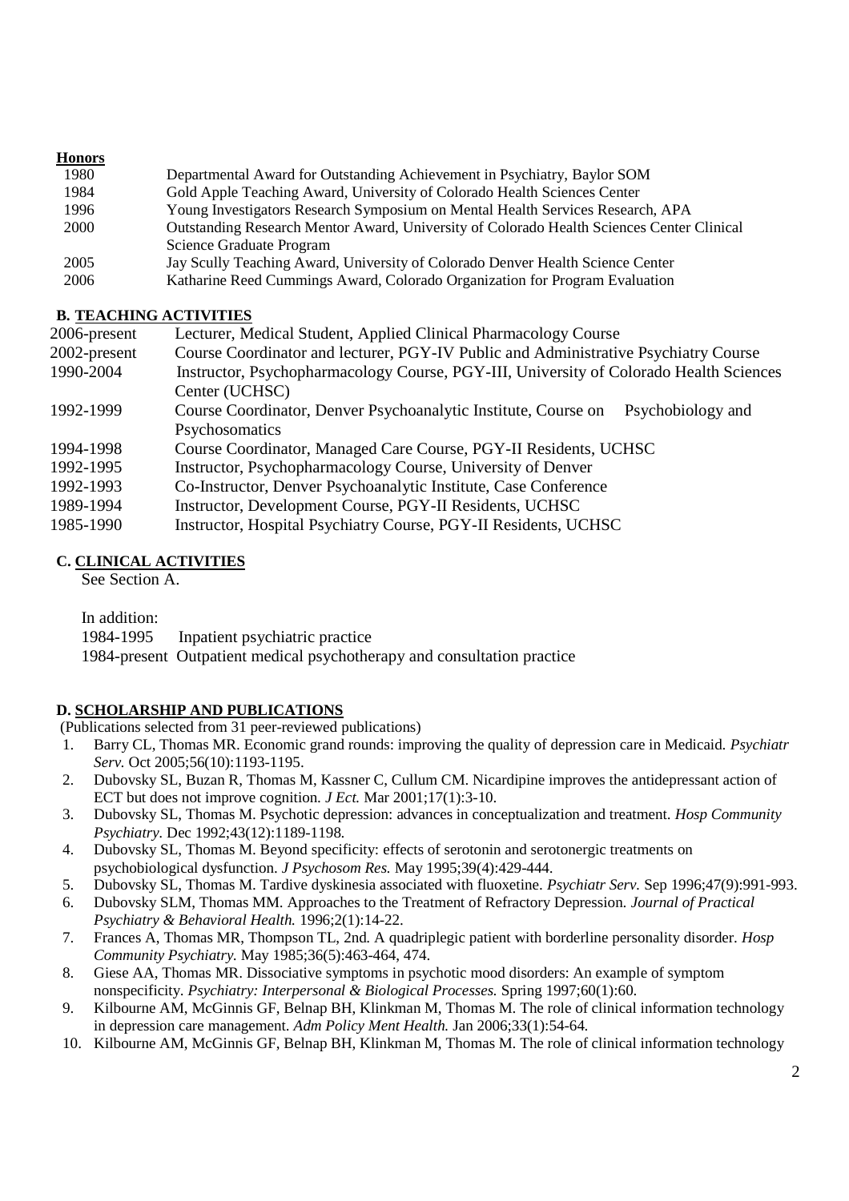**Honors**

| | |
|---|---|
| 1980 | Departmental Award for Outstanding Achievement in Psychiatry, Baylor SOM |
| 1984 | Gold Apple Teaching Award, University of Colorado Health Sciences Center |
| 1996 | Young Investigators Research Symposium on Mental Health Services Research, APA |
| 2000 | Outstanding Research Mentor Award, University of Colorado Health Sciences Center Clinical Science Graduate Program |
| 2005 | Jay Scully Teaching Award, University of Colorado Denver Health Science Center |
| 2006 | Katharine Reed Cummings Award, Colorado Organization for Program Evaluation |

## B. TEACHING ACTIVITIES

| | |
|---|---|
| 2006-present | Lecturer, Medical Student, Applied Clinical Pharmacology Course |
| 2002-present | Course Coordinator and lecturer, PGY-IV Public and Administrative Psychiatry Course |
| 1990-2004 | Instructor, Psychopharmacology Course, PGY-III, University of Colorado Health Sciences Center (UCHSC) |
| 1992-1999 | Course Coordinator, Denver Psychoanalytic Institute, Course on Psychobiology and Psychosomatics |
| 1994-1998 | Course Coordinator, Managed Care Course, PGY-II Residents, UCHSC |
| 1992-1995 | Instructor, Psychopharmacology Course, University of Denver |
| 1992-1993 | Co-Instructor, Denver Psychoanalytic Institute, Case Conference |
| 1989-1994 | Instructor, Development Course, PGY-II Residents, UCHSC |
| 1985-1990 | Instructor, Hospital Psychiatry Course, PGY-II Residents, UCHSC |

## C. CLINICAL ACTIVITIES

See Section A.

In addition:

1984-1995 Inpatient psychiatric practice

1984-present Outpatient medical psychotherapy and consultation practice

## D. SCHOLARSHIP AND PUBLICATIONS

(Publications selected from 31 peer-reviewed publications)

1. Barry CL, Thomas MR. Economic grand rounds: improving the quality of depression care in Medicaid. *Psychiatr Serv.* Oct 2005;56(10):1193-1195.
2. Dubovsky SL, Buzan R, Thomas M, Kassner C, Cullum CM. Nicardipine improves the antidepressant action of ECT but does not improve cognition. *J Ect.* Mar 2001;17(1):3-10.
3. Dubovsky SL, Thomas M. Psychotic depression: advances in conceptualization and treatment. *Hosp Community Psychiatry.* Dec 1992;43(12):1189-1198.
4. Dubovsky SL, Thomas M. Beyond specificity: effects of serotonin and serotonergic treatments on psychobiological dysfunction. *J Psychosom Res.* May 1995;39(4):429-444.
5. Dubovsky SL, Thomas M. Tardive dyskinesia associated with fluoxetine. *Psychiatr Serv.* Sep 1996;47(9):991-993.
6. Dubovsky SLM, Thomas MM. Approaches to the Treatment of Refractory Depression. *Journal of Practical Psychiatry & Behavioral Health.* 1996;2(1):14-22.
7. Frances A, Thomas MR, Thompson TL, 2nd. A quadriplegic patient with borderline personality disorder. *Hosp Community Psychiatry.* May 1985;36(5):463-464, 474.
8. Giese AA, Thomas MR. Dissociative symptoms in psychotic mood disorders: An example of symptom nonspecificity. *Psychiatry: Interpersonal & Biological Processes.* Spring 1997;60(1):60.
9. Kilbourne AM, McGinnis GF, Belnap BH, Klinkman M, Thomas M. The role of clinical information technology in depression care management. *Adm Policy Ment Health.* Jan 2006;33(1):54-64.
10. Kilbourne AM, McGinnis GF, Belnap BH, Klinkman M, Thomas M. The role of clinical information technology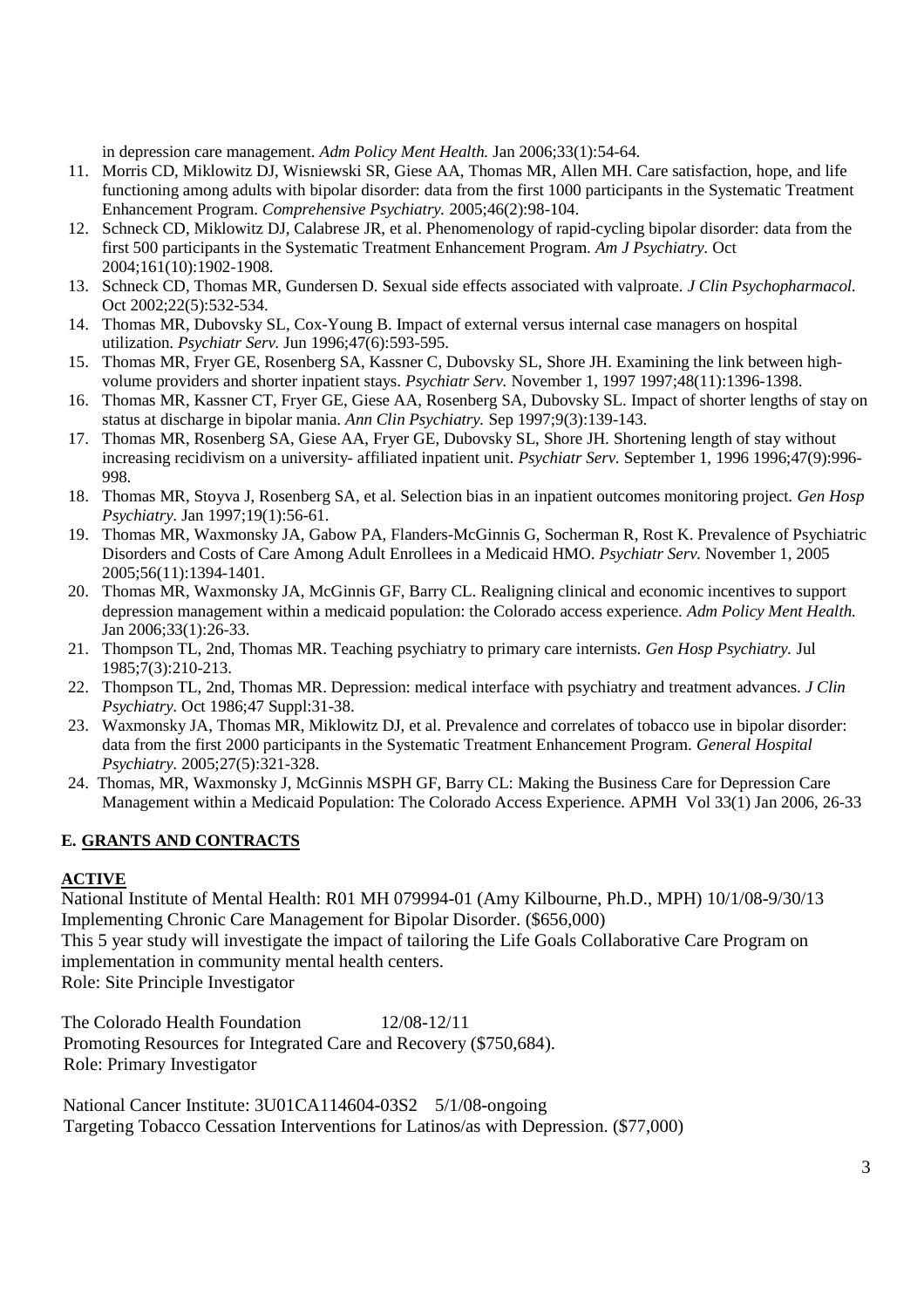in depression care management. *Adm Policy Ment Health.* Jan 2006;33(1):54-64.

11. Morris CD, Miklowitz DJ, Wisniewski SR, Giese AA, Thomas MR, Allen MH. Care satisfaction, hope, and life functioning among adults with bipolar disorder: data from the first 1000 participants in the Systematic Treatment Enhancement Program. *Comprehensive Psychiatry.* 2005;46(2):98-104.
12. Schneck CD, Miklowitz DJ, Calabrese JR, et al. Phenomenology of rapid-cycling bipolar disorder: data from the first 500 participants in the Systematic Treatment Enhancement Program. *Am J Psychiatry.* Oct 2004;161(10):1902-1908.
13. Schneck CD, Thomas MR, Gundersen D. Sexual side effects associated with valproate. *J Clin Psychopharmacol.* Oct 2002;22(5):532-534.
14. Thomas MR, Dubovsky SL, Cox-Young B. Impact of external versus internal case managers on hospital utilization. *Psychiatr Serv.* Jun 1996;47(6):593-595.
15. Thomas MR, Fryer GE, Rosenberg SA, Kassner C, Dubovsky SL, Shore JH. Examining the link between high-volume providers and shorter inpatient stays. *Psychiatr Serv.* November 1, 1997 1997;48(11):1396-1398.
16. Thomas MR, Kassner CT, Fryer GE, Giese AA, Rosenberg SA, Dubovsky SL. Impact of shorter lengths of stay on status at discharge in bipolar mania. *Ann Clin Psychiatry.* Sep 1997;9(3):139-143.
17. Thomas MR, Rosenberg SA, Giese AA, Fryer GE, Dubovsky SL, Shore JH. Shortening length of stay without increasing recidivism on a university- affiliated inpatient unit. *Psychiatr Serv.* September 1, 1996 1996;47(9):996-998.
18. Thomas MR, Stoyva J, Rosenberg SA, et al. Selection bias in an inpatient outcomes monitoring project. *Gen Hosp Psychiatry.* Jan 1997;19(1):56-61.
19. Thomas MR, Waxmonsky JA, Gabow PA, Flanders-McGinnis G, Socherman R, Rost K. Prevalence of Psychiatric Disorders and Costs of Care Among Adult Enrollees in a Medicaid HMO. *Psychiatr Serv.* November 1, 2005 2005;56(11):1394-1401.
20. Thomas MR, Waxmonsky JA, McGinnis GF, Barry CL. Realigning clinical and economic incentives to support depression management within a medicaid population: the Colorado access experience. *Adm Policy Ment Health.* Jan 2006;33(1):26-33.
21. Thompson TL, 2nd, Thomas MR. Teaching psychiatry to primary care internists. *Gen Hosp Psychiatry.* Jul 1985;7(3):210-213.
22. Thompson TL, 2nd, Thomas MR. Depression: medical interface with psychiatry and treatment advances. *J Clin Psychiatry.* Oct 1986;47 Suppl:31-38.
23. Waxmonsky JA, Thomas MR, Miklowitz DJ, et al. Prevalence and correlates of tobacco use in bipolar disorder: data from the first 2000 participants in the Systematic Treatment Enhancement Program. *General Hospital Psychiatry.* 2005;27(5):321-328.
24. Thomas, MR, Waxmonsky J, McGinnis MSPH GF, Barry CL: Making the Business Care for Depression Care Management within a Medicaid Population: The Colorado Access Experience. APMH Vol 33(1) Jan 2006, 26-33

### E. GRANTS AND CONTRACTS

**ACTIVE**

National Institute of Mental Health: R01 MH 079994-01 (Amy Kilbourne, Ph.D., MPH) 10/1/08-9/30/13
Implementing Chronic Care Management for Bipolar Disorder. ($656,000)
This 5 year study will investigate the impact of tailoring the Life Goals Collaborative Care Program on implementation in community mental health centers.
Role: Site Principle Investigator

The Colorado Health Foundation 12/08-12/11
Promoting Resources for Integrated Care and Recovery ($750,684).
Role: Primary Investigator

National Cancer Institute: 3U01CA114604-03S2 5/1/08-ongoing
Targeting Tobacco Cessation Interventions for Latinos/as with Depression. ($77,000)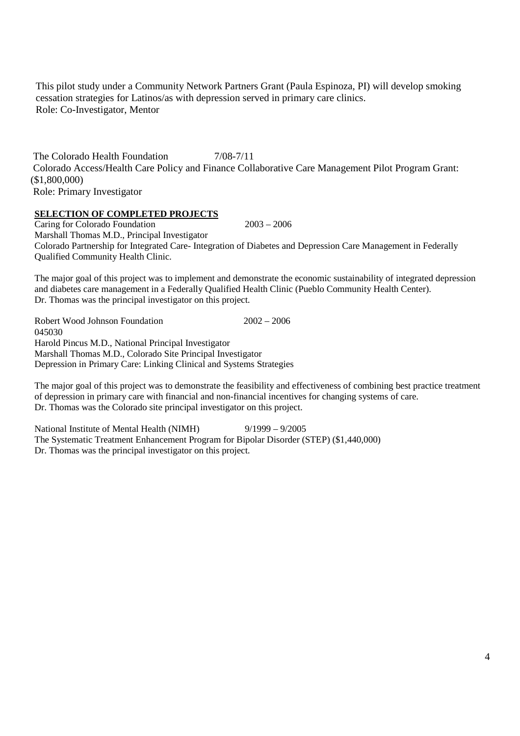This pilot study under a Community Network Partners Grant (Paula Espinoza, PI) will develop smoking cessation strategies for Latinos/as with depression served in primary care clinics.
Role: Co-Investigator, Mentor

The Colorado Health Foundation 7/08-7/11
Colorado Access/Health Care Policy and Finance Collaborative Care Management Pilot Program Grant: ($1,800,000)
Role: Primary Investigator

**SELECTION OF COMPLETED PROJECTS**

Caring for Colorado Foundation 2003 – 2006
Marshall Thomas M.D., Principal Investigator
Colorado Partnership for Integrated Care- Integration of Diabetes and Depression Care Management in Federally Qualified Community Health Clinic.

The major goal of this project was to implement and demonstrate the economic sustainability of integrated depression and diabetes care management in a Federally Qualified Health Clinic (Pueblo Community Health Center).
Dr. Thomas was the principal investigator on this project.

Robert Wood Johnson Foundation 2002 – 2006
045030
Harold Pincus M.D., National Principal Investigator
Marshall Thomas M.D., Colorado Site Principal Investigator
Depression in Primary Care: Linking Clinical and Systems Strategies

The major goal of this project was to demonstrate the feasibility and effectiveness of combining best practice treatment of depression in primary care with financial and non-financial incentives for changing systems of care.
Dr. Thomas was the Colorado site principal investigator on this project.

National Institute of Mental Health (NIMH) 9/1999 – 9/2005
The Systematic Treatment Enhancement Program for Bipolar Disorder (STEP) ($1,440,000)
Dr. Thomas was the principal investigator on this project.